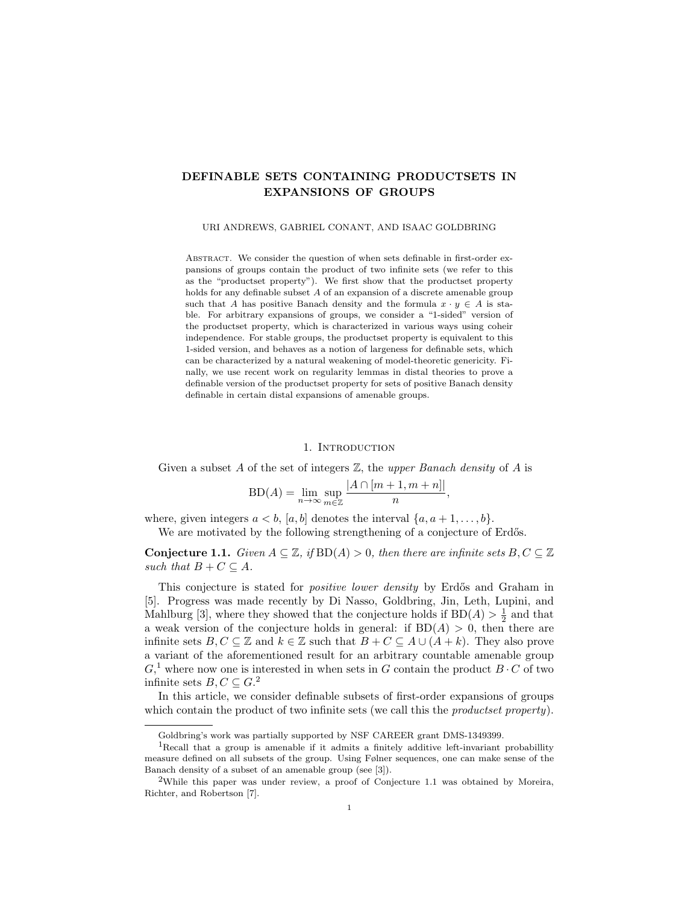# DEFINABLE SETS CONTAINING PRODUCTSETS IN EXPANSIONS OF GROUPS

URI ANDREWS, GABRIEL CONANT, AND ISAAC GOLDBRING

Abstract. We consider the question of when sets definable in first-order expansions of groups contain the product of two infinite sets (we refer to this as the "productset property"). We first show that the productset property holds for any definable subset $A$ of an expansion of a discrete amenable group such that $A$ has positive Banach density and the formula $x \cdot y \in A$ is stable. For arbitrary expansions of groups, we consider a "1-sided" version of the productset property, which is characterized in various ways using coheir independence. For stable groups, the productset property is equivalent to this 1-sided version, and behaves as a notion of largeness for definable sets, which can be characterized by a natural weakening of model-theoretic genericity. Finally, we use recent work on regularity lemmas in distal theories to prove a definable version of the productset property for sets of positive Banach density definable in certain distal expansions of amenable groups.

## 1. Introduction

Given a subset $A$ of the set of integers $\mathbb{Z}$, the *upper Banach density* of $A$ is

$$\mathrm{BD}(A) = \lim_{n\to\infty} \sup_{m\in\mathbb{Z}} \frac{|A \cap [m+1, m+n]|}{n},$$

where, given integers $a < b$, $[a,b]$ denotes the interval $\{a, a+1, \ldots, b\}$.

We are motivated by the following strengthening of a conjecture of Erdős.

**Conjecture 1.1.** *Given $A \subseteq \mathbb{Z}$, if $\mathrm{BD}(A) > 0$, then there are infinite sets $B, C \subseteq \mathbb{Z}$ such that $B + C \subseteq A$.*

This conjecture is stated for *positive lower density* by Erdős and Graham in [5]. Progress was made recently by Di Nasso, Goldbring, Jin, Leth, Lupini, and Mahlburg [3], where they showed that the conjecture holds if $\mathrm{BD}(A) > \frac{1}{2}$ and that a weak version of the conjecture holds in general: if $\mathrm{BD}(A) > 0$, then there are infinite sets $B, C \subseteq \mathbb{Z}$ and $k \in \mathbb{Z}$ such that $B + C \subseteq A \cup (A + k)$. They also prove a variant of the aforementioned result for an arbitrary countable amenable group $G$,[1] where now one is interested in when sets in $G$ contain the product $B \cdot C$ of two infinite sets $B, C \subseteq G$.[2]

In this article, we consider definable subsets of first-order expansions of groups which contain the product of two infinite sets (we call this the *productset property*).

---

Goldbring's work was partially supported by NSF CAREER grant DMS-1349399.

[1] Recall that a group is amenable if it admits a finitely additive left-invariant probabillity measure defined on all subsets of the group. Using Følner sequences, one can make sense of the Banach density of a subset of an amenable group (see [3]).

[2] While this paper was under review, a proof of Conjecture 1.1 was obtained by Moreira, Richter, and Robertson [7].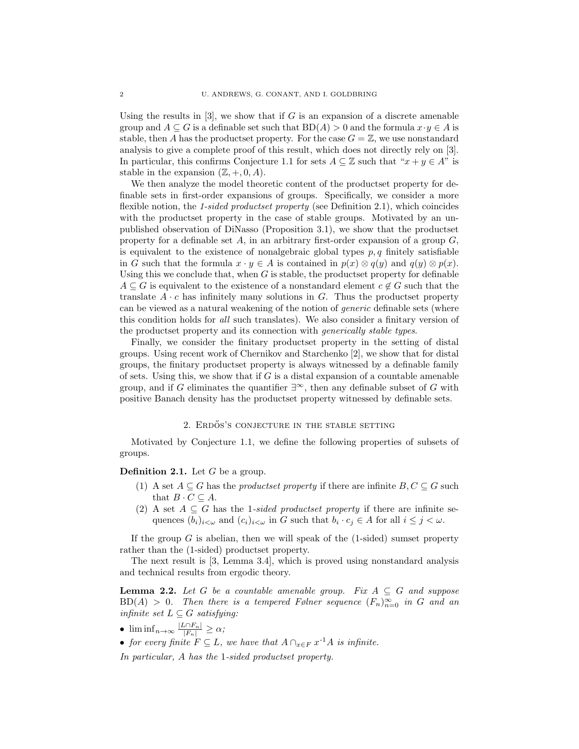Using the results in [3], we show that if $G$ is an expansion of a discrete amenable group and $A \subseteq G$ is a definable set such that $\mathrm{BD}(A) > 0$ and the formula $x \cdot y \in A$ is stable, then $A$ has the productset property. For the case $G = \mathbb{Z}$, we use nonstandard analysis to give a complete proof of this result, which does not directly rely on [3]. In particular, this confirms Conjecture 1.1 for sets $A \subseteq \mathbb{Z}$ such that "$x + y \in A$" is stable in the expansion $(\mathbb{Z}, +, 0, A)$.

We then analyze the model theoretic content of the productset property for definable sets in first-order expansions of groups. Specifically, we consider a more flexible notion, the *1-sided productset property* (see Definition 2.1), which coincides with the productset property in the case of stable groups. Motivated by an unpublished observation of DiNasso (Proposition 3.1), we show that the productset property for a definable set $A$, in an arbitrary first-order expansion of a group $G$, is equivalent to the existence of nonalgebraic global types $p, q$ finitely satisfiable in $G$ such that the formula $x \cdot y \in A$ is contained in $p(x) \otimes q(y)$ and $q(y) \otimes p(x)$. Using this we conclude that, when $G$ is stable, the productset property for definable $A \subseteq G$ is equivalent to the existence of a nonstandard element $c \notin G$ such that the translate $A \cdot c$ has infinitely many solutions in $G$. Thus the productset property can be viewed as a natural weakening of the notion of *generic* definable sets (where this condition holds for *all* such translates). We also consider a finitary version of the productset property and its connection with *generically stable types*.

Finally, we consider the finitary productset property in the setting of distal groups. Using recent work of Chernikov and Starchenko [2], we show that for distal groups, the finitary productset property is always witnessed by a definable family of sets. Using this, we show that if $G$ is a distal expansion of a countable amenable group, and if $G$ eliminates the quantifier $\exists^\infty$, then any definable subset of $G$ with positive Banach density has the productset property witnessed by definable sets.

## 2. Erdős's conjecture in the stable setting

Motivated by Conjecture 1.1, we define the following properties of subsets of groups.

**Definition 2.1.** Let $G$ be a group.

1. A set $A \subseteq G$ has the *productset property* if there are infinite $B, C \subseteq G$ such that $B \cdot C \subseteq A$.
2. A set $A \subseteq G$ has the 1-*sided productset property* if there are infinite sequences $(b_i)_{i<\omega}$ and $(c_i)_{i<\omega}$ in $G$ such that $b_i \cdot c_j \in A$ for all $i \leq j < \omega$.

If the group $G$ is abelian, then we will speak of the (1-sided) sumset property rather than the (1-sided) productset property.

The next result is [3, Lemma 3.4], which is proved using nonstandard analysis and technical results from ergodic theory.

**Lemma 2.2.** *Let $G$ be a countable amenable group. Fix $A \subseteq G$ and suppose $\mathrm{BD}(A) > 0$. Then there is a tempered Følner sequence $(F_n)_{n=0}^\infty$ in $G$ and an infinite set $L \subseteq G$ satisfying:*

- $\liminf_{n\to\infty} \frac{|L \cap F_n|}{|F_n|} \geq \alpha$;
- *for every finite $F \subseteq L$, we have that $A \cap_{x\in F} x^{-1}A$ is infinite.*

*In particular, $A$ has the 1-sided productset property.*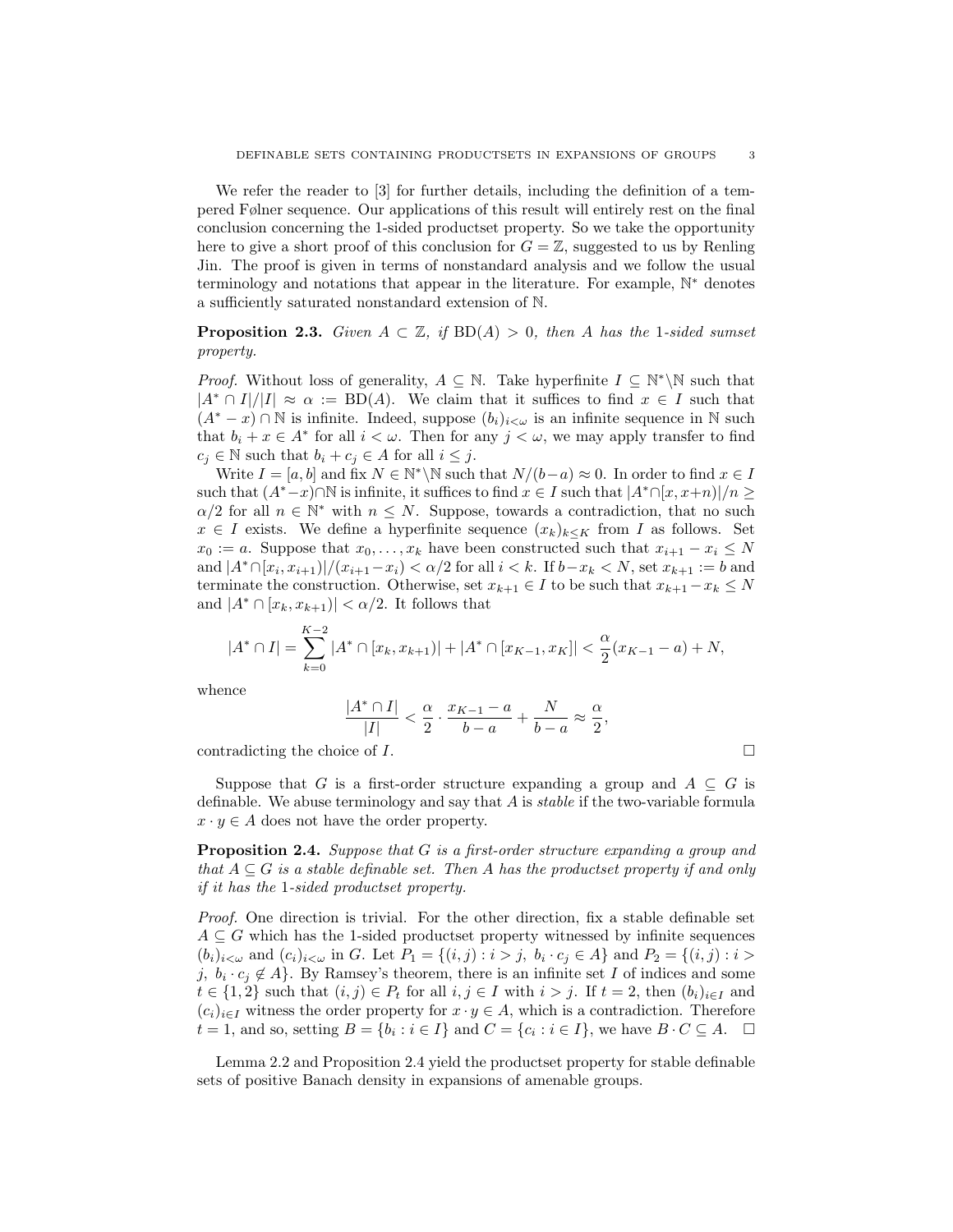We refer the reader to [3] for further details, including the definition of a tempered Følner sequence. Our applications of this result will entirely rest on the final conclusion concerning the 1-sided productset property. So we take the opportunity here to give a short proof of this conclusion for $G = \mathbb{Z}$, suggested to us by Renling Jin. The proof is given in terms of nonstandard analysis and we follow the usual terminology and notations that appear in the literature. For example, $\mathbb{N}^*$ denotes a sufficiently saturated nonstandard extension of $\mathbb{N}$.

**Proposition 2.3.** *Given $A \subset \mathbb{Z}$, if $\mathrm{BD}(A) > 0$, then $A$ has the 1-sided sumset property.*

*Proof.* Without loss of generality, $A \subseteq \mathbb{N}$. Take hyperfinite $I \subseteq \mathbb{N}^* \backslash \mathbb{N}$ such that $|A^* \cap I|/|I| \approx \alpha := \mathrm{BD}(A)$. We claim that it suffices to find $x \in I$ such that $(A^* - x) \cap \mathbb{N}$ is infinite. Indeed, suppose $(b_i)_{i<\omega}$ is an infinite sequence in $\mathbb{N}$ such that $b_i + x \in A^*$ for all $i < \omega$. Then for any $j < \omega$, we may apply transfer to find $c_j \in \mathbb{N}$ such that $b_i + c_j \in A$ for all $i \leq j$.

Write $I = [a, b]$ and fix $N \in \mathbb{N}^* \backslash \mathbb{N}$ such that $N/(b-a) \approx 0$. In order to find $x \in I$ such that $(A^* - x) \cap \mathbb{N}$ is infinite, it suffices to find $x \in I$ such that $|A^* \cap [x, x+n)|/n \geq \alpha/2$ for all $n \in \mathbb{N}^*$ with $n \leq N$. Suppose, towards a contradiction, that no such $x \in I$ exists. We define a hyperfinite sequence $(x_k)_{k \leq K}$ from $I$ as follows. Set $x_0 := a$. Suppose that $x_0, \ldots, x_k$ have been constructed such that $x_{i+1} - x_i \leq N$ and $|A^* \cap [x_i, x_{i+1})|/(x_{i+1} - x_i) < \alpha/2$ for all $i < k$. If $b - x_k < N$, set $x_{k+1} := b$ and terminate the construction. Otherwise, set $x_{k+1} \in I$ to be such that $x_{k+1} - x_k \leq N$ and $|A^* \cap [x_k, x_{k+1})| < \alpha/2$. It follows that

$$|A^* \cap I| = \sum_{k=0}^{K-2} |A^* \cap [x_k, x_{k+1})| + |A^* \cap [x_{K-1}, x_K]| < \frac{\alpha}{2}(x_{K-1} - a) + N,$$

whence

$$\frac{|A^* \cap I|}{|I|} < \frac{\alpha}{2} \cdot \frac{x_{K-1} - a}{b - a} + \frac{N}{b-a} \approx \frac{\alpha}{2},$$

contradicting the choice of $I$. $\square$

Suppose that $G$ is a first-order structure expanding a group and $A \subseteq G$ is definable. We abuse terminology and say that $A$ is *stable* if the two-variable formula $x \cdot y \in A$ does not have the order property.

**Proposition 2.4.** *Suppose that $G$ is a first-order structure expanding a group and that $A \subseteq G$ is a stable definable set. Then $A$ has the productset property if and only if it has the 1-sided productset property.*

*Proof.* One direction is trivial. For the other direction, fix a stable definable set $A \subseteq G$ which has the 1-sided productset property witnessed by infinite sequences $(b_i)_{i<\omega}$ and $(c_i)_{i<\omega}$ in $G$. Let $P_1 = \{(i,j) : i > j,\ b_i \cdot c_j \in A\}$ and $P_2 = \{(i,j) : i > j,\ b_i \cdot c_j \notin A\}$. By Ramsey's theorem, there is an infinite set $I$ of indices and some $t \in \{1, 2\}$ such that $(i,j) \in P_t$ for all $i, j \in I$ with $i > j$. If $t = 2$, then $(b_i)_{i \in I}$ and $(c_i)_{i \in I}$ witness the order property for $x \cdot y \in A$, which is a contradiction. Therefore $t = 1$, and so, setting $B = \{b_i : i \in I\}$ and $C = \{c_i : i \in I\}$, we have $B \cdot C \subseteq A$. $\square$

Lemma 2.2 and Proposition 2.4 yield the productset property for stable definable sets of positive Banach density in expansions of amenable groups.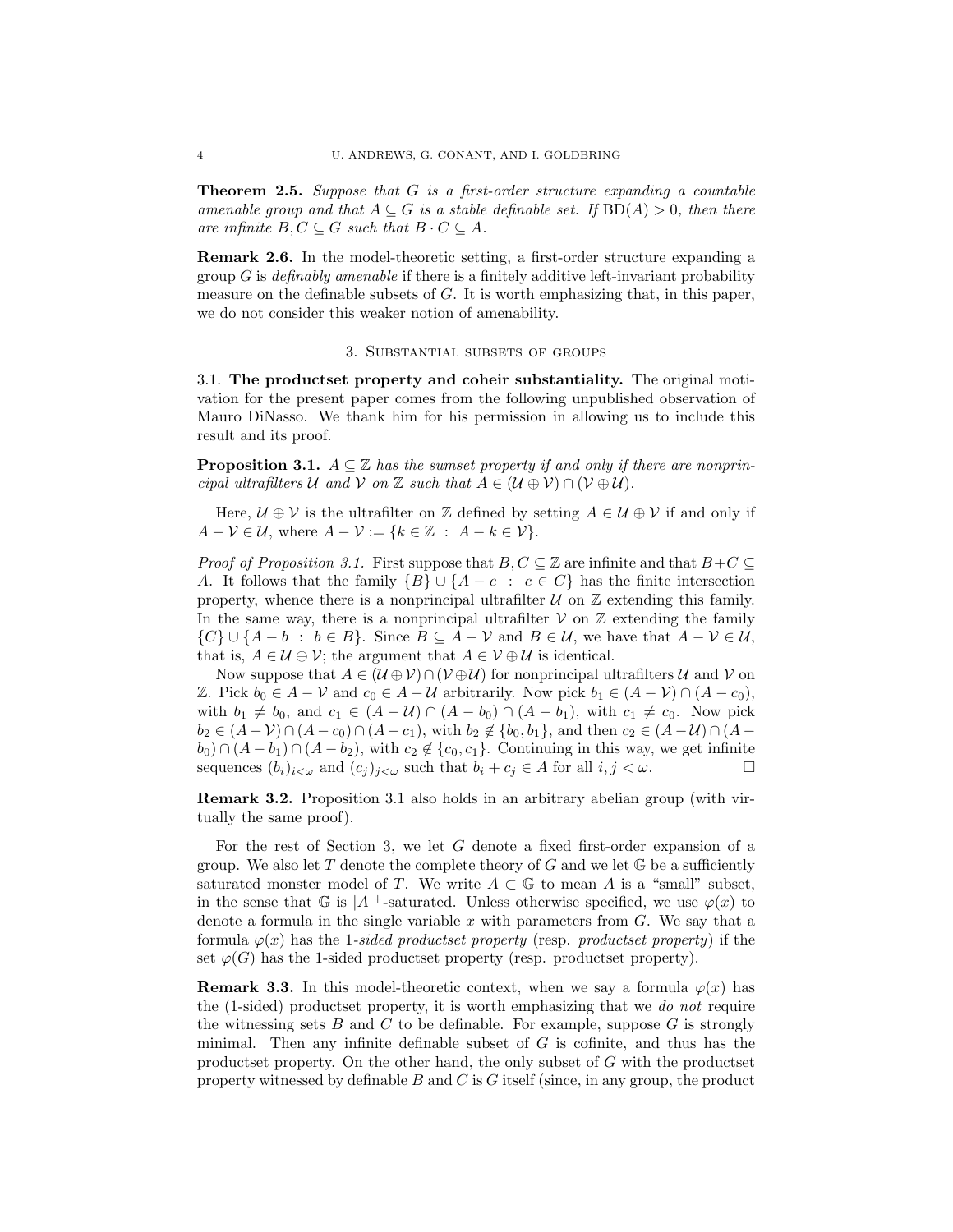**Theorem 2.5.** *Suppose that $G$ is a first-order structure expanding a countable amenable group and that $A \subseteq G$ is a stable definable set. If $\mathrm{BD}(A) > 0$, then there are infinite $B, C \subseteq G$ such that $B \cdot C \subseteq A$.*

**Remark 2.6.** In the model-theoretic setting, a first-order structure expanding a group $G$ is *definably amenable* if there is a finitely additive left-invariant probability measure on the definable subsets of $G$. It is worth emphasizing that, in this paper, we do not consider this weaker notion of amenability.

## 3. Substantial subsets of groups

### 3.1. The productset property and coheir substantiality.

The original motivation for the present paper comes from the following unpublished observation of Mauro DiNasso. We thank him for his permission in allowing us to include this result and its proof.

**Proposition 3.1.** *$A \subseteq \mathbb{Z}$ has the sumset property if and only if there are nonprincipal ultrafilters $\mathcal{U}$ and $\mathcal{V}$ on $\mathbb{Z}$ such that $A \in (\mathcal{U} \oplus \mathcal{V}) \cap (\mathcal{V} \oplus \mathcal{U})$.*

Here, $\mathcal{U} \oplus \mathcal{V}$ is the ultrafilter on $\mathbb{Z}$ defined by setting $A \in \mathcal{U} \oplus \mathcal{V}$ if and only if $A - \mathcal{V} \in \mathcal{U}$, where $A - \mathcal{V} := \{k \in \mathbb{Z} \ : \ A - k \in \mathcal{V}\}$.

*Proof of Proposition 3.1.* First suppose that $B, C \subseteq \mathbb{Z}$ are infinite and that $B + C \subseteq A$. It follows that the family $\{B\} \cup \{A - c \ : \ c \in C\}$ has the finite intersection property, whence there is a nonprincipal ultrafilter $\mathcal{U}$ on $\mathbb{Z}$ extending this family. In the same way, there is a nonprincipal ultrafilter $\mathcal{V}$ on $\mathbb{Z}$ extending the family $\{C\} \cup \{A - b \ : \ b \in B\}$. Since $B \subseteq A - \mathcal{V}$ and $B \in \mathcal{U}$, we have that $A - \mathcal{V} \in \mathcal{U}$, that is, $A \in \mathcal{U} \oplus \mathcal{V}$; the argument that $A \in \mathcal{V} \oplus \mathcal{U}$ is identical.

Now suppose that $A \in (\mathcal{U} \oplus \mathcal{V}) \cap (\mathcal{V} \oplus \mathcal{U})$ for nonprincipal ultrafilters $\mathcal{U}$ and $\mathcal{V}$ on $\mathbb{Z}$. Pick $b_0 \in A - \mathcal{V}$ and $c_0 \in A - \mathcal{U}$ arbitrarily. Now pick $b_1 \in (A - \mathcal{V}) \cap (A - c_0)$, with $b_1 \neq b_0$, and $c_1 \in (A - \mathcal{U}) \cap (A - b_0) \cap (A - b_1)$, with $c_1 \neq c_0$. Now pick $b_2 \in (A - \mathcal{V}) \cap (A - c_0) \cap (A - c_1)$, with $b_2 \notin \{b_0, b_1\}$, and then $c_2 \in (A - \mathcal{U}) \cap (A - b_0) \cap (A - b_1) \cap (A - b_2)$, with $c_2 \notin \{c_0, c_1\}$. Continuing in this way, we get infinite sequences $(b_i)_{i<\omega}$ and $(c_j)_{j<\omega}$ such that $b_i + c_j \in A$ for all $i, j < \omega$. □

**Remark 3.2.** Proposition 3.1 also holds in an arbitrary abelian group (with virtually the same proof).

For the rest of Section 3, we let $G$ denote a fixed first-order expansion of a group. We also let $T$ denote the complete theory of $G$ and we let $\mathbb{G}$ be a sufficiently saturated monster model of $T$. We write $A \subset \mathbb{G}$ to mean $A$ is a "small" subset, in the sense that $\mathbb{G}$ is $|A|^+$-saturated. Unless otherwise specified, we use $\varphi(x)$ to denote a formula in the single variable $x$ with parameters from $G$. We say that a formula $\varphi(x)$ has the *1-sided productset property* (resp. *productset property*) if the set $\varphi(G)$ has the 1-sided productset property (resp. productset property).

**Remark 3.3.** In this model-theoretic context, when we say a formula $\varphi(x)$ has the (1-sided) productset property, it is worth emphasizing that we *do not* require the witnessing sets $B$ and $C$ to be definable. For example, suppose $G$ is strongly minimal. Then any infinite definable subset of $G$ is cofinite, and thus has the productset property. On the other hand, the only subset of $G$ with the productset property witnessed by definable $B$ and $C$ is $G$ itself (since, in any group, the product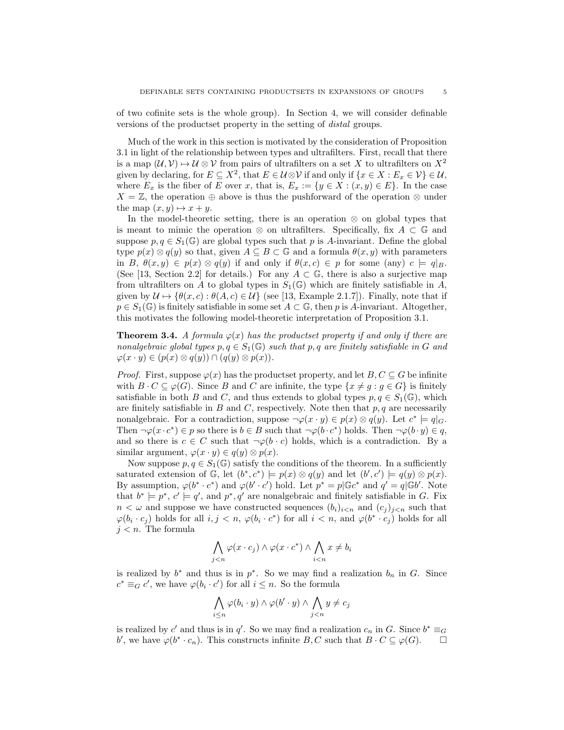of two cofinite sets is the whole group). In Section 4, we will consider definable versions of the productset property in the setting of *distal* groups.

Much of the work in this section is motivated by the consideration of Proposition 3.1 in light of the relationship between types and ultrafilters. First, recall that there is a map $(\mathcal{U},\mathcal{V}) \mapsto \mathcal{U} \otimes \mathcal{V}$ from pairs of ultrafilters on a set $X$ to ultrafilters on $X^2$ given by declaring, for $E \subseteq X^2$, that $E \in \mathcal{U} \otimes \mathcal{V}$ if and only if $\{x \in X : E_x \in \mathcal{V}\} \in \mathcal{U}$, where $E_x$ is the fiber of $E$ over $x$, that is, $E_x := \{y \in X : (x,y) \in E\}$. In the case $X = \mathbb{Z}$, the operation $\oplus$ above is thus the pushforward of the operation $\otimes$ under the map $(x,y) \mapsto x+y$.

In the model-theoretic setting, there is an operation $\otimes$ on global types that is meant to mimic the operation $\otimes$ on ultrafilters. Specifically, fix $A \subset \mathbb{G}$ and suppose $p, q \in S_1(\mathbb{G})$ are global types such that $p$ is $A$-invariant. Define the global type $p(x) \otimes q(y)$ so that, given $A \subseteq B \subset \mathbb{G}$ and a formula $\theta(x,y)$ with parameters in $B$, $\theta(x,y) \in p(x) \otimes q(y)$ if and only if $\theta(x,c) \in p$ for some (any) $c \models q|_B$. (See [13, Section 2.2] for details.) For any $A \subset \mathbb{G}$, there is also a surjective map from ultrafilters on $A$ to global types in $S_1(\mathbb{G})$ which are finitely satisfiable in $A$, given by $\mathcal{U} \mapsto \{\theta(x,c) : \theta(A,c) \in \mathcal{U}\}$ (see [13, Example 2.1.7]). Finally, note that if $p \in S_1(\mathbb{G})$ is finitely satisfiable in some set $A \subset \mathbb{G}$, then $p$ is $A$-invariant. Altogether, this motivates the following model-theoretic interpretation of Proposition 3.1.

**Theorem 3.4.** *A formula $\varphi(x)$ has the productset property if and only if there are nonalgebraic global types $p, q \in S_1(\mathbb{G})$ such that $p, q$ are finitely satisfiable in $G$ and $\varphi(x \cdot y) \in (p(x) \otimes q(y)) \cap (q(y) \otimes p(x))$.*

*Proof.* First, suppose $\varphi(x)$ has the productset property, and let $B, C \subseteq G$ be infinite with $B \cdot C \subseteq \varphi(G)$. Since $B$ and $C$ are infinite, the type $\{x \neq g : g \in G\}$ is finitely satisfiable in both $B$ and $C$, and thus extends to global types $p, q \in S_1(\mathbb{G})$, which are finitely satisfiable in $B$ and $C$, respectively. Note then that $p, q$ are necessarily nonalgebraic. For a contradiction, suppose $\neg\varphi(x \cdot y) \in p(x) \otimes q(y)$. Let $c^* \models q|_G$. Then $\neg\varphi(x \cdot c^*) \in p$ so there is $b \in B$ such that $\neg\varphi(b \cdot c^*)$ holds. Then $\neg\varphi(b \cdot y) \in q$, and so there is $c \in C$ such that $\neg\varphi(b \cdot c)$ holds, which is a contradiction. By a similar argument, $\varphi(x \cdot y) \in q(y) \otimes p(x)$.

Now suppose $p, q \in S_1(\mathbb{G})$ satisfy the conditions of the theorem. In a sufficiently saturated extension of $\mathbb{G}$, let $(b^*, c^*) \models p(x) \otimes q(y)$ and let $(b', c') \models q(y) \otimes p(x)$. By assumption, $\varphi(b^* \cdot c^*)$ and $\varphi(b' \cdot c')$ hold. Let $p^* = p|\mathbb{G}c^*$ and $q' = q|\mathbb{G}b'$. Note that $b^* \models p^*$, $c' \models q'$, and $p^*, q'$ are nonalgebraic and finitely satisfiable in $G$. Fix $n < \omega$ and suppose we have constructed sequences $(b_i)_{i<n}$ and $(c_j)_{j<n}$ such that $\varphi(b_i \cdot c_j)$ holds for all $i, j < n$, $\varphi(b_i \cdot c^*)$ for all $i < n$, and $\varphi(b^* \cdot c_j)$ holds for all $j < n$. The formula

$$\bigwedge_{j<n} \varphi(x \cdot c_j) \wedge \varphi(x \cdot c^*) \wedge \bigwedge_{i<n} x \neq b_i$$

is realized by $b^*$ and thus is in $p^*$. So we may find a realization $b_n$ in $G$. Since $c^* \equiv_G c'$, we have $\varphi(b_i \cdot c')$ for all $i \leq n$. So the formula

$$\bigwedge_{i \leq n} \varphi(b_i \cdot y) \wedge \varphi(b' \cdot y) \wedge \bigwedge_{j<n} y \neq c_j$$

is realized by $c'$ and thus is in $q'$. So we may find a realization $c_n$ in $G$. Since $b^* \equiv_G b'$, we have $\varphi(b^* \cdot c_n)$. This constructs infinite $B, C$ such that $B \cdot C \subseteq \varphi(G)$. $\square$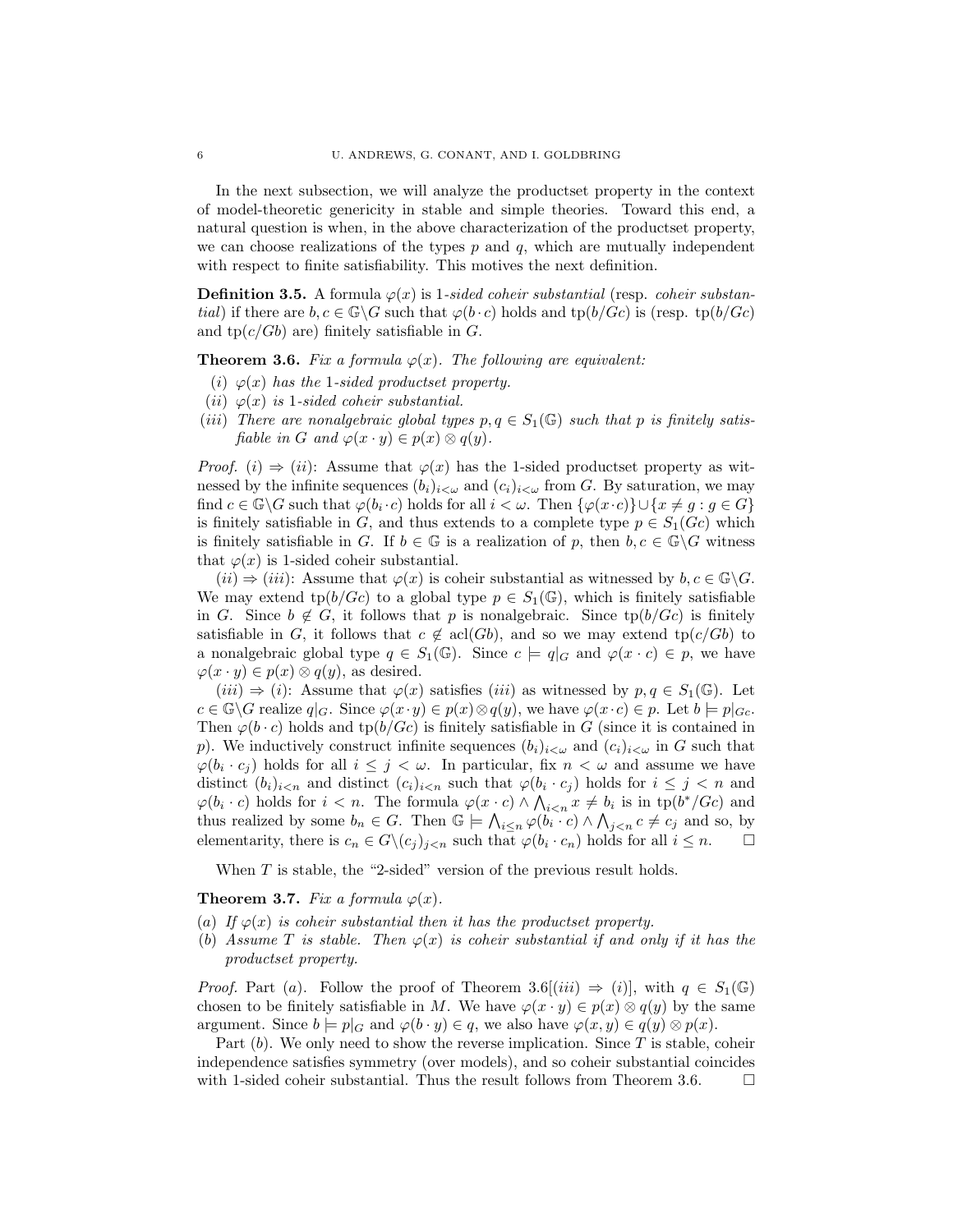In the next subsection, we will analyze the productset property in the context of model-theoretic genericity in stable and simple theories. Toward this end, a natural question is when, in the above characterization of the productset property, we can choose realizations of the types $p$ and $q$, which are mutually independent with respect to finite satisfiability. This motives the next definition.

**Definition 3.5.** A formula $\varphi(x)$ is *1-sided coheir substantial* (resp. *coheir substantial*) if there are $b, c \in \mathbb{G}\backslash G$ such that $\varphi(b \cdot c)$ holds and $\text{tp}(b/Gc)$ is (resp. $\text{tp}(b/Gc)$ and $\text{tp}(c/Gb)$ are) finitely satisfiable in $G$.

**Theorem 3.6.** *Fix a formula $\varphi(x)$. The following are equivalent:*

- *(i) $\varphi(x)$ has the 1-sided productset property.*
- *(ii) $\varphi(x)$ is 1-sided coheir substantial.*
- *(iii) There are nonalgebraic global types $p, q \in S_1(\mathbb{G})$ such that $p$ is finitely satisfiable in $G$ and $\varphi(x \cdot y) \in p(x) \otimes q(y)$.*

*Proof.* $(i) \Rightarrow (ii)$: Assume that $\varphi(x)$ has the 1-sided productset property as witnessed by the infinite sequences $(b_i)_{i<\omega}$ and $(c_i)_{i<\omega}$ from $G$. By saturation, we may find $c \in \mathbb{G}\backslash G$ such that $\varphi(b_i \cdot c)$ holds for all $i < \omega$. Then $\{\varphi(x \cdot c)\} \cup \{x \neq g : g \in G\}$ is finitely satisfiable in $G$, and thus extends to a complete type $p \in S_1(Gc)$ which is finitely satisfiable in $G$. If $b \in \mathbb{G}$ is a realization of $p$, then $b, c \in \mathbb{G}\backslash G$ witness that $\varphi(x)$ is 1-sided coheir substantial.

$(ii) \Rightarrow (iii)$: Assume that $\varphi(x)$ is coheir substantial as witnessed by $b, c \in \mathbb{G}\backslash G$. We may extend $\text{tp}(b/Gc)$ to a global type $p \in S_1(\mathbb{G})$, which is finitely satisfiable in $G$. Since $b \notin G$, it follows that $p$ is nonalgebraic. Since $\text{tp}(b/Gc)$ is finitely satisfiable in $G$, it follows that $c \notin \text{acl}(Gb)$, and so we may extend $\text{tp}(c/Gb)$ to a nonalgebraic global type $q \in S_1(\mathbb{G})$. Since $c \models q|_G$ and $\varphi(x \cdot c) \in p$, we have $\varphi(x \cdot y) \in p(x) \otimes q(y)$, as desired.

$(iii) \Rightarrow (i)$: Assume that $\varphi(x)$ satisfies $(iii)$ as witnessed by $p, q \in S_1(\mathbb{G})$. Let $c \in \mathbb{G}\backslash G$ realize $q|_G$. Since $\varphi(x \cdot y) \in p(x) \otimes q(y)$, we have $\varphi(x \cdot c) \in p$. Let $b \models p|_{Gc}$. Then $\varphi(b \cdot c)$ holds and $\text{tp}(b/Gc)$ is finitely satisfiable in $G$ (since it is contained in $p$). We inductively construct infinite sequences $(b_i)_{i<\omega}$ and $(c_i)_{i<\omega}$ in $G$ such that $\varphi(b_i \cdot c_j)$ holds for all $i \leq j < \omega$. In particular, fix $n < \omega$ and assume we have distinct $(b_i)_{i<n}$ and distinct $(c_i)_{i<n}$ such that $\varphi(b_i \cdot c_j)$ holds for $i \leq j < n$ and $\varphi(b_i \cdot c)$ holds for $i < n$. The formula $\varphi(x \cdot c) \wedge \bigwedge_{i<n} x \neq b_i$ is in $\text{tp}(b^*/Gc)$ and thus realized by some $b_n \in G$. Then $\mathbb{G} \models \bigwedge_{i \leq n} \varphi(b_i \cdot c) \wedge \bigwedge_{j<n} c \neq c_j$ and so, by elementarity, there is $c_n \in G\backslash(c_j)_{j<n}$ such that $\varphi(b_i \cdot c_n)$ holds for all $i \leq n$. $\square$

When $T$ is stable, the "2-sided" version of the previous result holds.

**Theorem 3.7.** *Fix a formula $\varphi(x)$.*

- *(a) If $\varphi(x)$ is coheir substantial then it has the productset property.*
- *(b) Assume $T$ is stable. Then $\varphi(x)$ is coheir substantial if and only if it has the productset property.*

*Proof.* Part $(a)$. Follow the proof of Theorem 3.6[$(iii) \Rightarrow (i)$], with $q \in S_1(\mathbb{G})$ chosen to be finitely satisfiable in $M$. We have $\varphi(x \cdot y) \in p(x) \otimes q(y)$ by the same argument. Since $b \models p|_G$ and $\varphi(b \cdot y) \in q$, we also have $\varphi(x, y) \in q(y) \otimes p(x)$.

Part $(b)$. We only need to show the reverse implication. Since $T$ is stable, coheir independence satisfies symmetry (over models), and so coheir substantial coincides with 1-sided coheir substantial. Thus the result follows from Theorem 3.6. $\square$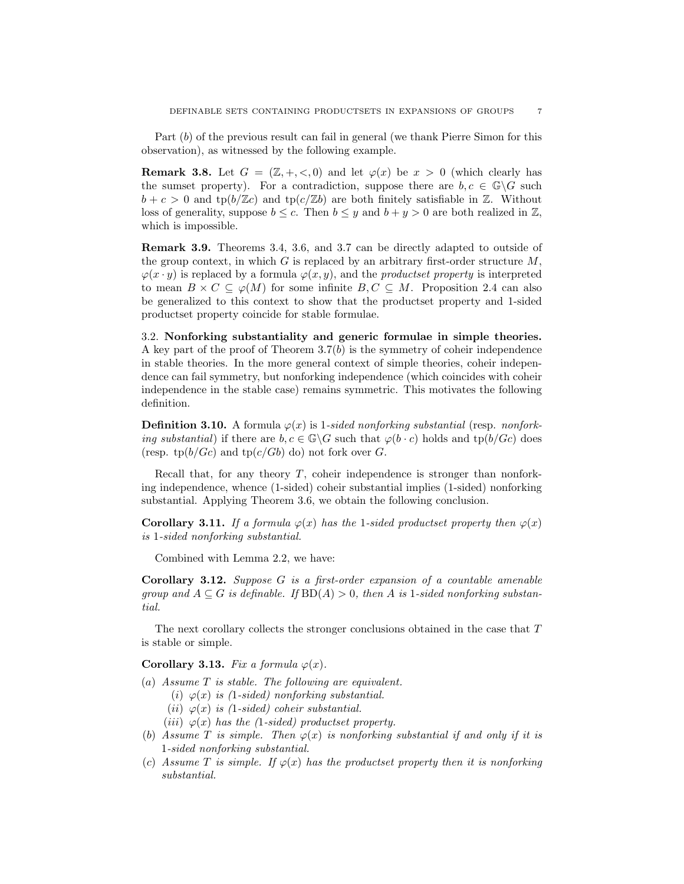Part $(b)$ of the previous result can fail in general (we thank Pierre Simon for this observation), as witnessed by the following example.

**Remark 3.8.** Let $G = (\mathbb{Z}, +, <, 0)$ and let $\varphi(x)$ be $x > 0$ (which clearly has the sumset property). For a contradiction, suppose there are $b, c \in \mathbb{G}\backslash G$ such $b + c > 0$ and $\mathrm{tp}(b/\mathbb{Z}c)$ and $\mathrm{tp}(c/\mathbb{Z}b)$ are both finitely satisfiable in $\mathbb{Z}$. Without loss of generality, suppose $b \leq c$. Then $b \leq y$ and $b + y > 0$ are both realized in $\mathbb{Z}$, which is impossible.

**Remark 3.9.** Theorems 3.4, 3.6, and 3.7 can be directly adapted to outside of the group context, in which $G$ is replaced by an arbitrary first-order structure $M$, $\varphi(x \cdot y)$ is replaced by a formula $\varphi(x, y)$, and the *productset property* is interpreted to mean $B \times C \subseteq \varphi(M)$ for some infinite $B, C \subseteq M$. Proposition 2.4 can also be generalized to this context to show that the productset property and 1-sided productset property coincide for stable formulae.

3.2. **Nonforking substantiality and generic formulae in simple theories.** A key part of the proof of Theorem 3.7$(b)$ is the symmetry of coheir independence in stable theories. In the more general context of simple theories, coheir independence can fail symmetry, but nonforking independence (which coincides with coheir independence in the stable case) remains symmetric. This motivates the following definition.

**Definition 3.10.** A formula $\varphi(x)$ is 1*-sided nonforking substantial* (resp. *nonforking substantial*) if there are $b, c \in \mathbb{G}\backslash G$ such that $\varphi(b \cdot c)$ holds and $\mathrm{tp}(b/Gc)$ does (resp. $\mathrm{tp}(b/Gc)$ and $\mathrm{tp}(c/Gb)$ do) not fork over $G$.

Recall that, for any theory $T$, coheir independence is stronger than nonforking independence, whence (1-sided) coheir substantial implies (1-sided) nonforking substantial. Applying Theorem 3.6, we obtain the following conclusion.

**Corollary 3.11.** *If a formula $\varphi(x)$ has the* 1*-sided productset property then $\varphi(x)$ is* 1*-sided nonforking substantial.*

Combined with Lemma 2.2, we have:

**Corollary 3.12.** *Suppose $G$ is a first-order expansion of a countable amenable group and $A \subseteq G$ is definable. If $\mathrm{BD}(A) > 0$, then $A$ is* 1*-sided nonforking substantial.*

The next corollary collects the stronger conclusions obtained in the case that $T$ is stable or simple.

**Corollary 3.13.** *Fix a formula $\varphi(x)$.*

- $(a)$ *Assume $T$ is stable. The following are equivalent.*
  - $(i)$ *$\varphi(x)$ is (1-sided) nonforking substantial.*
  - $(ii)$ *$\varphi(x)$ is (1-sided) coheir substantial.*
  - $(iii)$ *$\varphi(x)$ has the (1-sided) productset property.*
- $(b)$ *Assume $T$ is simple. Then $\varphi(x)$ is nonforking substantial if and only if it is* 1*-sided nonforking substantial.*
- $(c)$ *Assume $T$ is simple. If $\varphi(x)$ has the productset property then it is nonforking substantial.*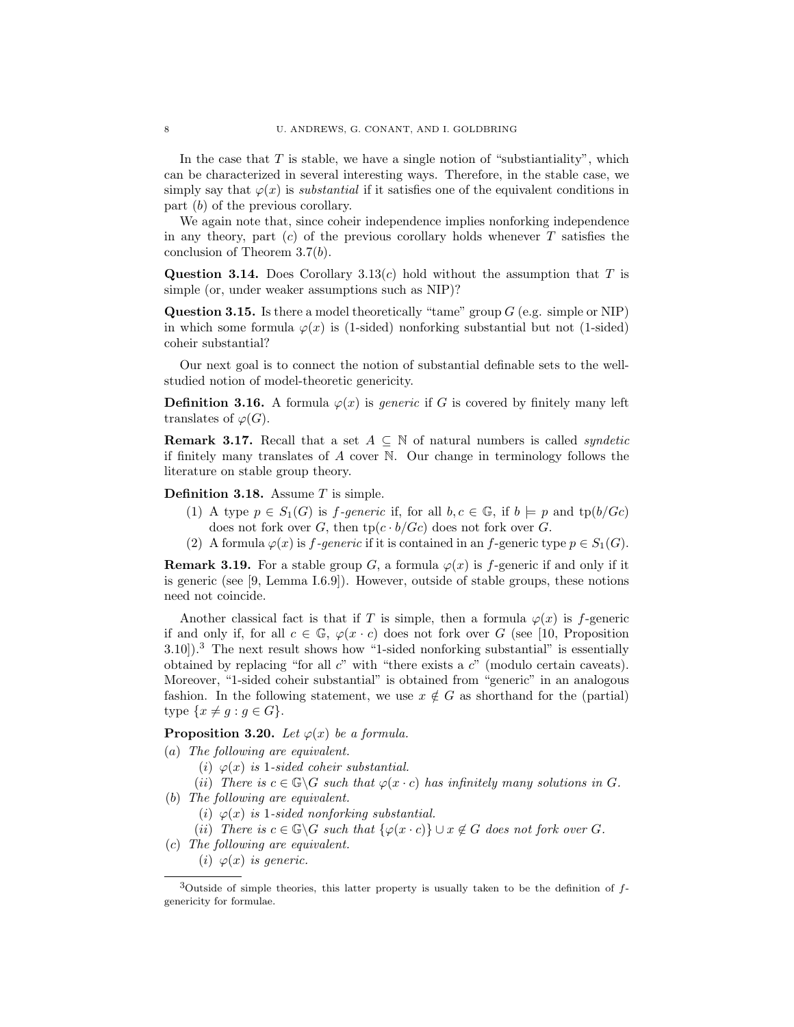In the case that $T$ is stable, we have a single notion of "substiantiality", which can be characterized in several interesting ways. Therefore, in the stable case, we simply say that $\varphi(x)$ is *substantial* if it satisfies one of the equivalent conditions in part $(b)$ of the previous corollary.

We again note that, since coheir independence implies nonforking independence in any theory, part $(c)$ of the previous corollary holds whenever $T$ satisfies the conclusion of Theorem 3.7$(b)$.

**Question 3.14.** Does Corollary 3.13$(c)$ hold without the assumption that $T$ is simple (or, under weaker assumptions such as NIP)?

**Question 3.15.** Is there a model theoretically "tame" group $G$ (e.g. simple or NIP) in which some formula $\varphi(x)$ is (1-sided) nonforking substantial but not (1-sided) coheir substantial?

Our next goal is to connect the notion of substantial definable sets to the well-studied notion of model-theoretic genericity.

**Definition 3.16.** A formula $\varphi(x)$ is *generic* if $G$ is covered by finitely many left translates of $\varphi(G)$.

**Remark 3.17.** Recall that a set $A \subseteq \mathbb{N}$ of natural numbers is called *syndetic* if finitely many translates of $A$ cover $\mathbb{N}$. Our change in terminology follows the literature on stable group theory.

**Definition 3.18.** Assume $T$ is simple.

1. A type $p \in S_1(G)$ is *f-generic* if, for all $b, c \in \mathbb{G}$, if $b \models p$ and $\text{tp}(b/Gc)$ does not fork over $G$, then $\text{tp}(c \cdot b/Gc)$ does not fork over $G$.
2. A formula $\varphi(x)$ is *f-generic* if it is contained in an $f$-generic type $p \in S_1(G)$.

**Remark 3.19.** For a stable group $G$, a formula $\varphi(x)$ is $f$-generic if and only if it is generic (see [9, Lemma I.6.9]). However, outside of stable groups, these notions need not coincide.

Another classical fact is that if $T$ is simple, then a formula $\varphi(x)$ is $f$-generic if and only if, for all $c \in \mathbb{G}$, $\varphi(x \cdot c)$ does not fork over $G$ (see [10, Proposition 3.10]).[3] The next result shows how "1-sided nonforking substantial" is essentially obtained by replacing "for all $c$" with "there exists a $c$" (modulo certain caveats). Moreover, "1-sided coheir substantial" is obtained from "generic" in an analogous fashion. In the following statement, we use $x \notin G$ as shorthand for the (partial) type $\{x \neq g : g \in G\}$.

**Proposition 3.20.** *Let $\varphi(x)$ be a formula.*

$(a)$ *The following are equivalent.*
  - $(i)$ *$\varphi(x)$ is 1-sided coheir substantial.*
  - $(ii)$ *There is $c \in \mathbb{G} \backslash G$ such that $\varphi(x \cdot c)$ has infinitely many solutions in $G$.*

$(b)$ *The following are equivalent.*
  - $(i)$ *$\varphi(x)$ is 1-sided nonforking substantial.*
  - $(ii)$ *There is $c \in \mathbb{G} \backslash G$ such that $\{\varphi(x \cdot c)\} \cup x \notin G$ does not fork over $G$.*

$(c)$ *The following are equivalent.*
  - $(i)$ *$\varphi(x)$ is generic.*

[3] Outside of simple theories, this latter property is usually taken to be the definition of $f$-genericity for formulae.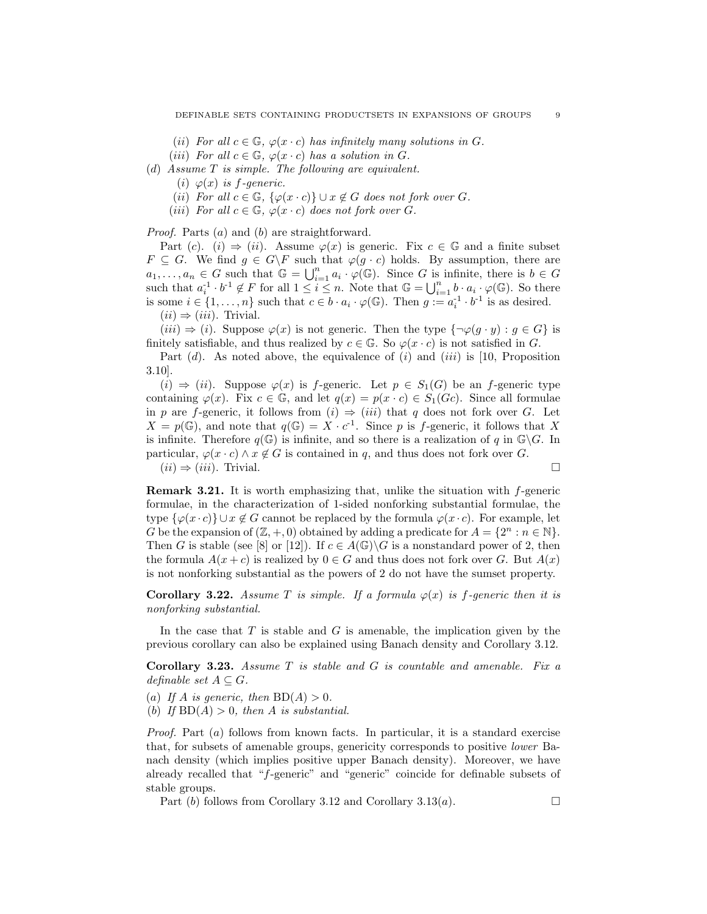(*ii*) *For all* $c \in \mathbb{G}$, $\varphi(x \cdot c)$ *has infinitely many solutions in* $G$.

(*iii*) *For all* $c \in \mathbb{G}$, $\varphi(x \cdot c)$ *has a solution in* $G$.

(*d*) *Assume* $T$ *is simple. The following are equivalent.*

(*i*) $\varphi(x)$ *is* $f$*-generic.*

(*ii*) *For all* $c \in \mathbb{G}$, $\{\varphi(x \cdot c)\} \cup x \notin G$ *does not fork over* $G$.

(*iii*) *For all* $c \in \mathbb{G}$, $\varphi(x \cdot c)$ *does not fork over* $G$.

*Proof.* Parts (*a*) and (*b*) are straightforward.

Part (*c*). (*i*) $\Rightarrow$ (*ii*). Assume $\varphi(x)$ is generic. Fix $c \in \mathbb{G}$ and a finite subset $F \subseteq G$. We find $g \in G \backslash F$ such that $\varphi(g \cdot c)$ holds. By assumption, there are $a_1, \ldots, a_n \in G$ such that $\mathbb{G} = \bigcup_{i=1}^{n} a_i \cdot \varphi(\mathbb{G})$. Since $G$ is infinite, there is $b \in G$ such that $a_i^{-1} \cdot b^{-1} \notin F$ for all $1 \leq i \leq n$. Note that $\mathbb{G} = \bigcup_{i=1}^{n} b \cdot a_i \cdot \varphi(\mathbb{G})$. So there is some $i \in \{1, \ldots, n\}$ such that $c \in b \cdot a_i \cdot \varphi(\mathbb{G})$. Then $g := a_i^{-1} \cdot b^{-1}$ is as desired.

(*ii*) $\Rightarrow$ (*iii*). Trivial.

(*iii*) $\Rightarrow$ (*i*). Suppose $\varphi(x)$ is not generic. Then the type $\{\neg\varphi(g \cdot y) : g \in G\}$ is finitely satisfiable, and thus realized by $c \in \mathbb{G}$. So $\varphi(x \cdot c)$ is not satisfied in $G$.

Part (*d*). As noted above, the equivalence of (*i*) and (*iii*) is [10, Proposition 3.10].

(*i*) $\Rightarrow$ (*ii*). Suppose $\varphi(x)$ is $f$-generic. Let $p \in S_1(G)$ be an $f$-generic type containing $\varphi(x)$. Fix $c \in \mathbb{G}$, and let $q(x) = p(x \cdot c) \in S_1(Gc)$. Since all formulae in $p$ are $f$-generic, it follows from (*i*) $\Rightarrow$ (*iii*) that $q$ does not fork over $G$. Let $X = p(\mathbb{G})$, and note that $q(\mathbb{G}) = X \cdot c^{-1}$. Since $p$ is $f$-generic, it follows that $X$ is infinite. Therefore $q(\mathbb{G})$ is infinite, and so there is a realization of $q$ in $\mathbb{G} \backslash G$. In particular, $\varphi(x \cdot c) \wedge x \notin G$ is contained in $q$, and thus does not fork over $G$.

(*ii*) $\Rightarrow$ (*iii*). Trivial. $\square$

**Remark 3.21.** It is worth emphasizing that, unlike the situation with $f$-generic formulae, in the characterization of 1-sided nonforking substantial formulae, the type $\{\varphi(x \cdot c)\} \cup x \notin G$ cannot be replaced by the formula $\varphi(x \cdot c)$. For example, let $G$ be the expansion of $(\mathbb{Z}, +, 0)$ obtained by adding a predicate for $A = \{2^n : n \in \mathbb{N}\}$. Then $G$ is stable (see [8] or [12]). If $c \in A(\mathbb{G}) \backslash G$ is a nonstandard power of 2, then the formula $A(x + c)$ is realized by $0 \in G$ and thus does not fork over $G$. But $A(x)$ is not nonforking substantial as the powers of 2 do not have the sumset property.

**Corollary 3.22.** *Assume* $T$ *is simple. If a formula* $\varphi(x)$ *is* $f$*-generic then it is nonforking substantial.*

In the case that $T$ is stable and $G$ is amenable, the implication given by the previous corollary can also be explained using Banach density and Corollary 3.12.

**Corollary 3.23.** *Assume* $T$ *is stable and* $G$ *is countable and amenable. Fix a definable set* $A \subseteq G$.

(*a*) *If* $A$ *is generic, then* $\mathrm{BD}(A) > 0$.

(*b*) *If* $\mathrm{BD}(A) > 0$, *then* $A$ *is substantial.*

*Proof.* Part (*a*) follows from known facts. In particular, it is a standard exercise that, for subsets of amenable groups, genericity corresponds to positive *lower* Banach density (which implies positive upper Banach density). Moreover, we have already recalled that "$f$-generic" and "generic" coincide for definable subsets of stable groups.

Part (*b*) follows from Corollary 3.12 and Corollary 3.13(*a*). $\square$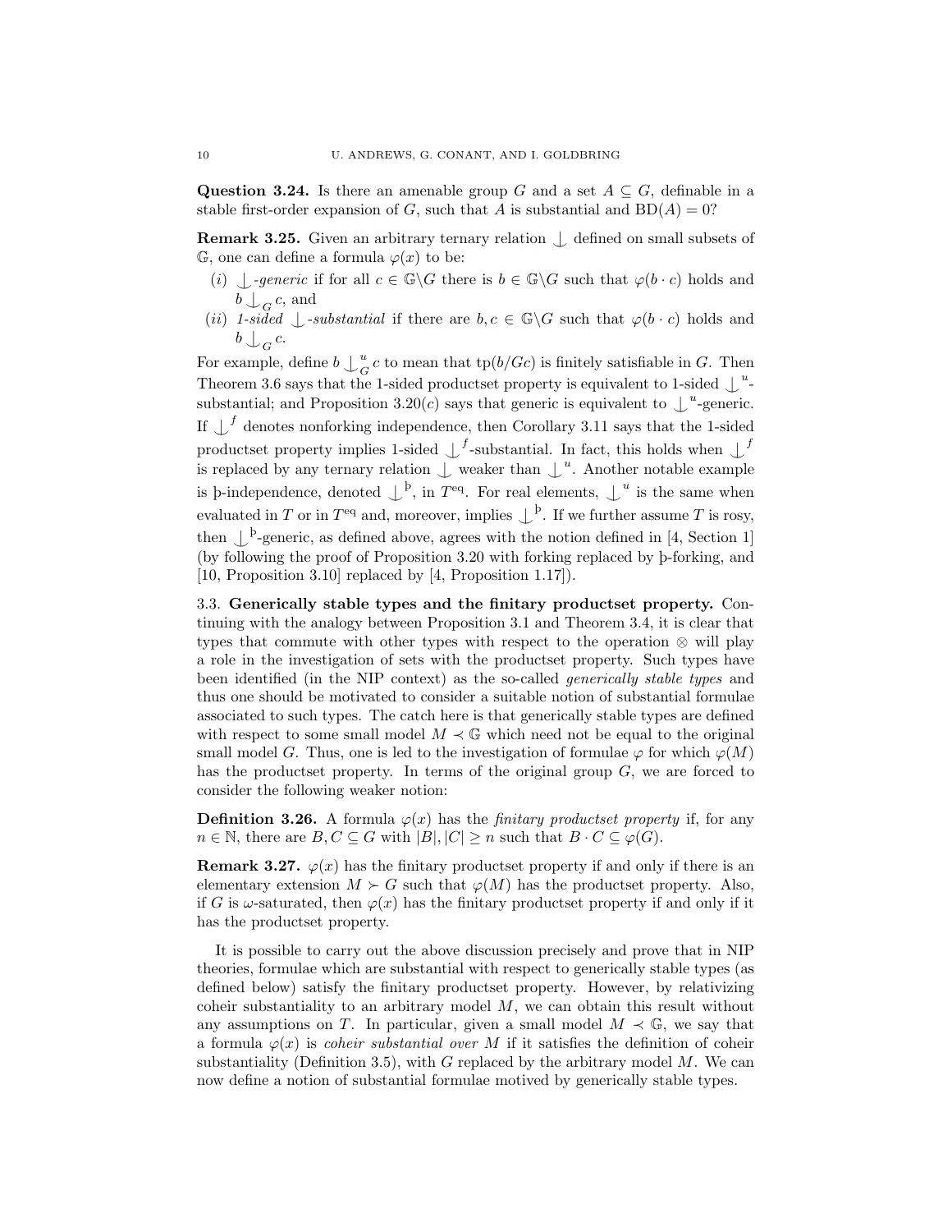**Question 3.24.** Is there an amenable group $G$ and a set $A \subseteq G$, definable in a stable first-order expansion of $G$, such that $A$ is substantial and $\mathrm{BD}(A) = 0$?

**Remark 3.25.** Given an arbitrary ternary relation $\mathop{\smile\hskip-0.9em\raise0.5ex\hbox{$\mid$}}$ defined on small subsets of $\mathbb{G}$, one can define a formula $\varphi(x)$ to be:

(i) $\mathop{\smile\hskip-0.9em\raise0.5ex\hbox{$\mid$}}$*-generic* if for all $c \in \mathbb{G}\backslash G$ there is $b \in \mathbb{G}\backslash G$ such that $\varphi(b \cdot c)$ holds and $b \mathop{\smile\hskip-0.9em\raise0.5ex\hbox{$\mid$}}_G c$, and

(ii) *1-sided* $\mathop{\smile\hskip-0.9em\raise0.5ex\hbox{$\mid$}}$*-substantial* if there are $b, c \in \mathbb{G}\backslash G$ such that $\varphi(b \cdot c)$ holds and $b \mathop{\smile\hskip-0.9em\raise0.5ex\hbox{$\mid$}}_G c$.

For example, define $b \mathop{\smile\hskip-0.9em\raise0.5ex\hbox{$\mid$}}^u_G c$ to mean that $\mathrm{tp}(b/Gc)$ is finitely satisfiable in $G$. Then Theorem 3.6 says that the 1-sided productset property is equivalent to 1-sided $\mathop{\smile\hskip-0.9em\raise0.5ex\hbox{$\mid$}}^u$-substantial; and Proposition 3.20(c) says that generic is equivalent to $\mathop{\smile\hskip-0.9em\raise0.5ex\hbox{$\mid$}}^u$-generic. If $\mathop{\smile\hskip-0.9em\raise0.5ex\hbox{$\mid$}}^f$ denotes nonforking independence, then Corollary 3.11 says that the 1-sided productset property implies 1-sided $\mathop{\smile\hskip-0.9em\raise0.5ex\hbox{$\mid$}}^f$-substantial. In fact, this holds when $\mathop{\smile\hskip-0.9em\raise0.5ex\hbox{$\mid$}}^f$ is replaced by any ternary relation $\mathop{\smile\hskip-0.9em\raise0.5ex\hbox{$\mid$}}$ weaker than $\mathop{\smile\hskip-0.9em\raise0.5ex\hbox{$\mid$}}^u$. Another notable example is þ-independence, denoted $\mathop{\smile\hskip-0.9em\raise0.5ex\hbox{$\mid$}}^{þ}$, in $T^{\mathrm{eq}}$. For real elements, $\mathop{\smile\hskip-0.9em\raise0.5ex\hbox{$\mid$}}^u$ is the same when evaluated in $T$ or in $T^{\mathrm{eq}}$ and, moreover, implies $\mathop{\smile\hskip-0.9em\raise0.5ex\hbox{$\mid$}}^{þ}$. If we further assume $T$ is rosy, then $\mathop{\smile\hskip-0.9em\raise0.5ex\hbox{$\mid$}}^{þ}$-generic, as defined above, agrees with the notion defined in [4, Section 1] (by following the proof of Proposition 3.20 with forking replaced by þ-forking, and [10, Proposition 3.10] replaced by [4, Proposition 1.17]).

## 3.3. Generically stable types and the finitary productset property.

Continuing with the analogy between Proposition 3.1 and Theorem 3.4, it is clear that types that commute with other types with respect to the operation $\otimes$ will play a role in the investigation of sets with the productset property. Such types have been identified (in the NIP context) as the so-called *generically stable types* and thus one should be motivated to consider a suitable notion of substantial formulae associated to such types. The catch here is that generically stable types are defined with respect to some small model $M \prec \mathbb{G}$ which need not be equal to the original small model $G$. Thus, one is led to the investigation of formulae $\varphi$ for which $\varphi(M)$ has the productset property. In terms of the original group $G$, we are forced to consider the following weaker notion:

**Definition 3.26.** A formula $\varphi(x)$ has the *finitary productset property* if, for any $n \in \mathbb{N}$, there are $B, C \subseteq G$ with $|B|, |C| \geq n$ such that $B \cdot C \subseteq \varphi(G)$.

**Remark 3.27.** $\varphi(x)$ has the finitary productset property if and only if there is an elementary extension $M \succ G$ such that $\varphi(M)$ has the productset property. Also, if $G$ is $\omega$-saturated, then $\varphi(x)$ has the finitary productset property if and only if it has the productset property.

It is possible to carry out the above discussion precisely and prove that in NIP theories, formulae which are substantial with respect to generically stable types (as defined below) satisfy the finitary productset property. However, by relativizing coheir substantiality to an arbitrary model $M$, we can obtain this result without any assumptions on $T$. In particular, given a small model $M \prec \mathbb{G}$, we say that a formula $\varphi(x)$ is *coheir substantial over $M$* if it satisfies the definition of coheir substantiality (Definition 3.5), with $G$ replaced by the arbitrary model $M$. We can now define a notion of substantial formulae motived by generically stable types.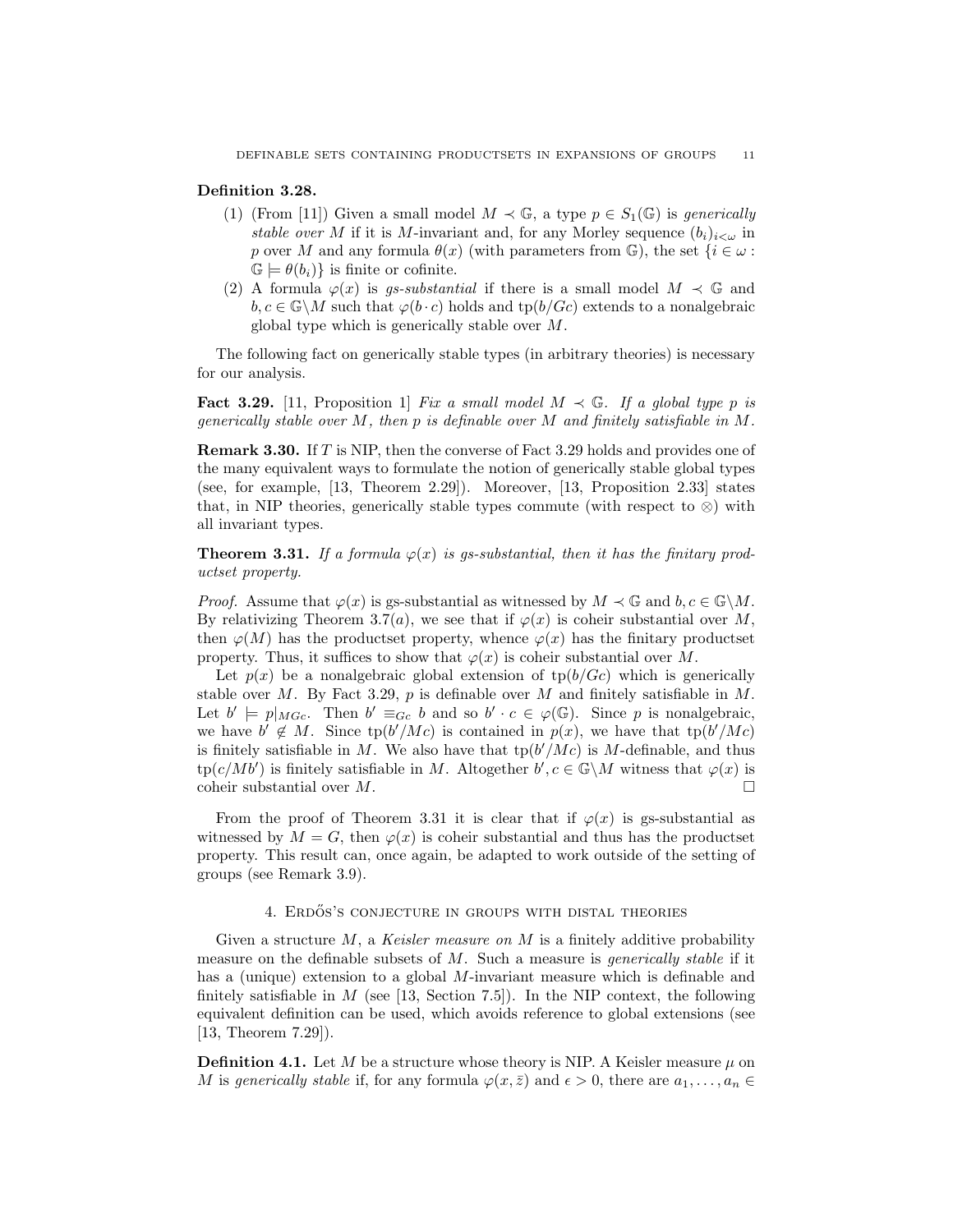**Definition 3.28.**

1. (From [11]) Given a small model $M \prec \mathbb{G}$, a type $p \in S_1(\mathbb{G})$ is *generically stable over* $M$ if it is $M$-invariant and, for any Morley sequence $(b_i)_{i<\omega}$ in $p$ over $M$ and any formula $\theta(x)$ (with parameters from $\mathbb{G}$), the set $\{i \in \omega : \mathbb{G} \models \theta(b_i)\}$ is finite or cofinite.
2. A formula $\varphi(x)$ is *gs-substantial* if there is a small model $M \prec \mathbb{G}$ and $b, c \in \mathbb{G}\backslash M$ such that $\varphi(b \cdot c)$ holds and $\text{tp}(b/Gc)$ extends to a nonalgebraic global type which is generically stable over $M$.

The following fact on generically stable types (in arbitrary theories) is necessary for our analysis.

**Fact 3.29.** [11, Proposition 1] *Fix a small model $M \prec \mathbb{G}$. If a global type $p$ is generically stable over $M$, then $p$ is definable over $M$ and finitely satisfiable in $M$.*

**Remark 3.30.** If $T$ is NIP, then the converse of Fact 3.29 holds and provides one of the many equivalent ways to formulate the notion of generically stable global types (see, for example, [13, Theorem 2.29]). Moreover, [13, Proposition 2.33] states that, in NIP theories, generically stable types commute (with respect to $\otimes$) with all invariant types.

**Theorem 3.31.** *If a formula $\varphi(x)$ is gs-substantial, then it has the finitary productset property.*

*Proof.* Assume that $\varphi(x)$ is gs-substantial as witnessed by $M \prec \mathbb{G}$ and $b, c \in \mathbb{G}\backslash M$. By relativizing Theorem 3.7(*a*), we see that if $\varphi(x)$ is coheir substantial over $M$, then $\varphi(M)$ has the productset property, whence $\varphi(x)$ has the finitary productset property. Thus, it suffices to show that $\varphi(x)$ is coheir substantial over $M$.

Let $p(x)$ be a nonalgebraic global extension of $\text{tp}(b/Gc)$ which is generically stable over $M$. By Fact 3.29, $p$ is definable over $M$ and finitely satisfiable in $M$. Let $b' \models p|_{MGc}$. Then $b' \equiv_{Gc} b$ and so $b' \cdot c \in \varphi(\mathbb{G})$. Since $p$ is nonalgebraic, we have $b' \notin M$. Since $\text{tp}(b'/Mc)$ is contained in $p(x)$, we have that $\text{tp}(b'/Mc)$ is finitely satisfiable in $M$. We also have that $\text{tp}(b'/Mc)$ is $M$-definable, and thus $\text{tp}(c/Mb')$ is finitely satisfiable in $M$. Altogether $b', c \in \mathbb{G}\backslash M$ witness that $\varphi(x)$ is coheir substantial over $M$. $\square$

From the proof of Theorem 3.31 it is clear that if $\varphi(x)$ is gs-substantial as witnessed by $M = G$, then $\varphi(x)$ is coheir substantial and thus has the productset property. This result can, once again, be adapted to work outside of the setting of groups (see Remark 3.9).

## 4. Erdős's conjecture in groups with distal theories

Given a structure $M$, a *Keisler measure on* $M$ is a finitely additive probability measure on the definable subsets of $M$. Such a measure is *generically stable* if it has a (unique) extension to a global $M$-invariant measure which is definable and finitely satisfiable in $M$ (see [13, Section 7.5]). In the NIP context, the following equivalent definition can be used, which avoids reference to global extensions (see [13, Theorem 7.29]).

**Definition 4.1.** Let $M$ be a structure whose theory is NIP. A Keisler measure $\mu$ on $M$ is *generically stable* if, for any formula $\varphi(x, \bar{z})$ and $\epsilon > 0$, there are $a_1, \ldots, a_n \in$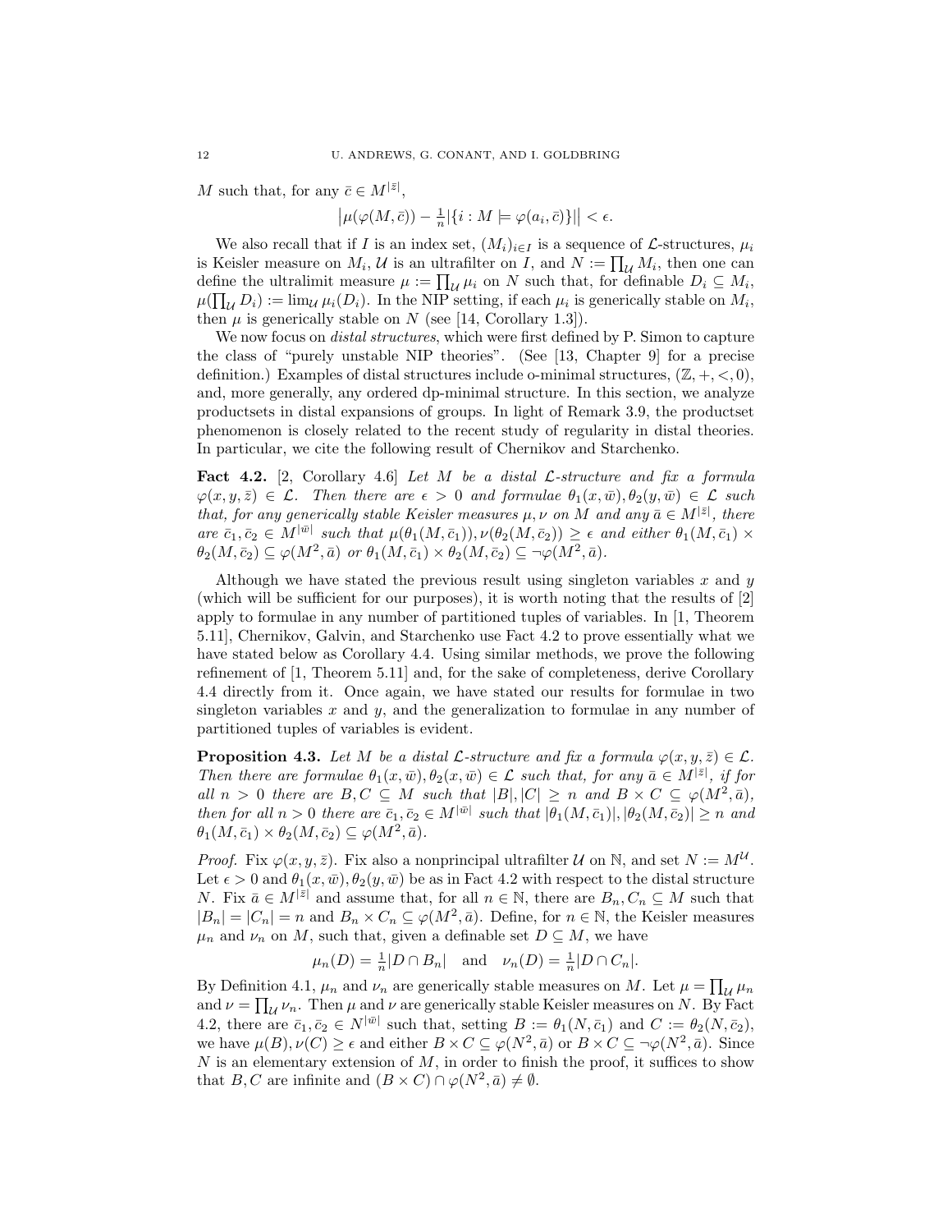$M$ such that, for any $\bar{c} \in M^{|\bar{z}|}$,

$$\left|\mu(\varphi(M,\bar{c})) - \tfrac{1}{n}|\{i : M \models \varphi(a_i,\bar{c})\}|\right| < \epsilon.$$

We also recall that if $I$ is an index set, $(M_i)_{i\in I}$ is a sequence of $\mathcal{L}$-structures, $\mu_i$ is Keisler measure on $M_i$, $\mathcal{U}$ is an ultrafilter on $I$, and $N := \prod_{\mathcal{U}} M_i$, then one can define the ultralimit measure $\mu := \prod_{\mathcal{U}} \mu_i$ on $N$ such that, for definable $D_i \subseteq M_i$, $\mu(\prod_{\mathcal{U}} D_i) := \lim_{\mathcal{U}} \mu_i(D_i)$. In the NIP setting, if each $\mu_i$ is generically stable on $M_i$, then $\mu$ is generically stable on $N$ (see [14, Corollary 1.3]).

We now focus on *distal structures*, which were first defined by P. Simon to capture the class of "purely unstable NIP theories". (See [13, Chapter 9] for a precise definition.) Examples of distal structures include o-minimal structures, $(\mathbb{Z},+,<,0)$, and, more generally, any ordered dp-minimal structure. In this section, we analyze productsets in distal expansions of groups. In light of Remark 3.9, the productset phenomenon is closely related to the recent study of regularity in distal theories. In particular, we cite the following result of Chernikov and Starchenko.

**Fact 4.2.** [2, Corollary 4.6] *Let $M$ be a distal $\mathcal{L}$-structure and fix a formula $\varphi(x,y,\bar{z}) \in \mathcal{L}$. Then there are $\epsilon > 0$ and formulae $\theta_1(x,\bar{w}), \theta_2(y,\bar{w}) \in \mathcal{L}$ such that, for any generically stable Keisler measures $\mu,\nu$ on $M$ and any $\bar{a} \in M^{|\bar{z}|}$, there are $\bar{c}_1,\bar{c}_2 \in M^{|\bar{w}|}$ such that $\mu(\theta_1(M,\bar{c}_1)), \nu(\theta_2(M,\bar{c}_2)) \geq \epsilon$ and either $\theta_1(M,\bar{c}_1) \times \theta_2(M,\bar{c}_2) \subseteq \varphi(M^2,\bar{a})$ or $\theta_1(M,\bar{c}_1) \times \theta_2(M,\bar{c}_2) \subseteq \neg\varphi(M^2,\bar{a})$.*

Although we have stated the previous result using singleton variables $x$ and $y$ (which will be sufficient for our purposes), it is worth noting that the results of [2] apply to formulae in any number of partitioned tuples of variables. In [1, Theorem 5.11], Chernikov, Galvin, and Starchenko use Fact 4.2 to prove essentially what we have stated below as Corollary 4.4. Using similar methods, we prove the following refinement of [1, Theorem 5.11] and, for the sake of completeness, derive Corollary 4.4 directly from it. Once again, we have stated our results for formulae in two singleton variables $x$ and $y$, and the generalization to formulae in any number of partitioned tuples of variables is evident.

**Proposition 4.3.** *Let $M$ be a distal $\mathcal{L}$-structure and fix a formula $\varphi(x,y,\bar{z}) \in \mathcal{L}$. Then there are formulae $\theta_1(x,\bar{w}), \theta_2(x,\bar{w}) \in \mathcal{L}$ such that, for any $\bar{a} \in M^{|\bar{z}|}$, if for all $n > 0$ there are $B, C \subseteq M$ such that $|B|,|C| \geq n$ and $B \times C \subseteq \varphi(M^2,\bar{a})$, then for all $n > 0$ there are $\bar{c}_1,\bar{c}_2 \in M^{|\bar{w}|}$ such that $|\theta_1(M,\bar{c}_1)|, |\theta_2(M,\bar{c}_2)| \geq n$ and $\theta_1(M,\bar{c}_1) \times \theta_2(M,\bar{c}_2) \subseteq \varphi(M^2,\bar{a})$.*

*Proof.* Fix $\varphi(x,y,\bar{z})$. Fix also a nonprincipal ultrafilter $\mathcal{U}$ on $\mathbb{N}$, and set $N := M^{\mathcal{U}}$. Let $\epsilon > 0$ and $\theta_1(x,\bar{w}), \theta_2(y,\bar{w})$ be as in Fact 4.2 with respect to the distal structure $N$. Fix $\bar{a} \in M^{|\bar{z}|}$ and assume that, for all $n \in \mathbb{N}$, there are $B_n, C_n \subseteq M$ such that $|B_n| = |C_n| = n$ and $B_n \times C_n \subseteq \varphi(M^2,\bar{a})$. Define, for $n \in \mathbb{N}$, the Keisler measures $\mu_n$ and $\nu_n$ on $M$, such that, given a definable set $D \subseteq M$, we have

$$\mu_n(D) = \tfrac{1}{n}|D \cap B_n| \quad \text{and} \quad \nu_n(D) = \tfrac{1}{n}|D \cap C_n|.$$

By Definition 4.1, $\mu_n$ and $\nu_n$ are generically stable measures on $M$. Let $\mu = \prod_{\mathcal{U}} \mu_n$ and $\nu = \prod_{\mathcal{U}} \nu_n$. Then $\mu$ and $\nu$ are generically stable Keisler measures on $N$. By Fact 4.2, there are $\bar{c}_1,\bar{c}_2 \in N^{|\bar{w}|}$ such that, setting $B := \theta_1(N,\bar{c}_1)$ and $C := \theta_2(N,\bar{c}_2)$, we have $\mu(B), \nu(C) \geq \epsilon$ and either $B \times C \subseteq \varphi(N^2,\bar{a})$ or $B \times C \subseteq \neg\varphi(N^2,\bar{a})$. Since $N$ is an elementary extension of $M$, in order to finish the proof, it suffices to show that $B, C$ are infinite and $(B \times C) \cap \varphi(N^2,\bar{a}) \neq \emptyset$.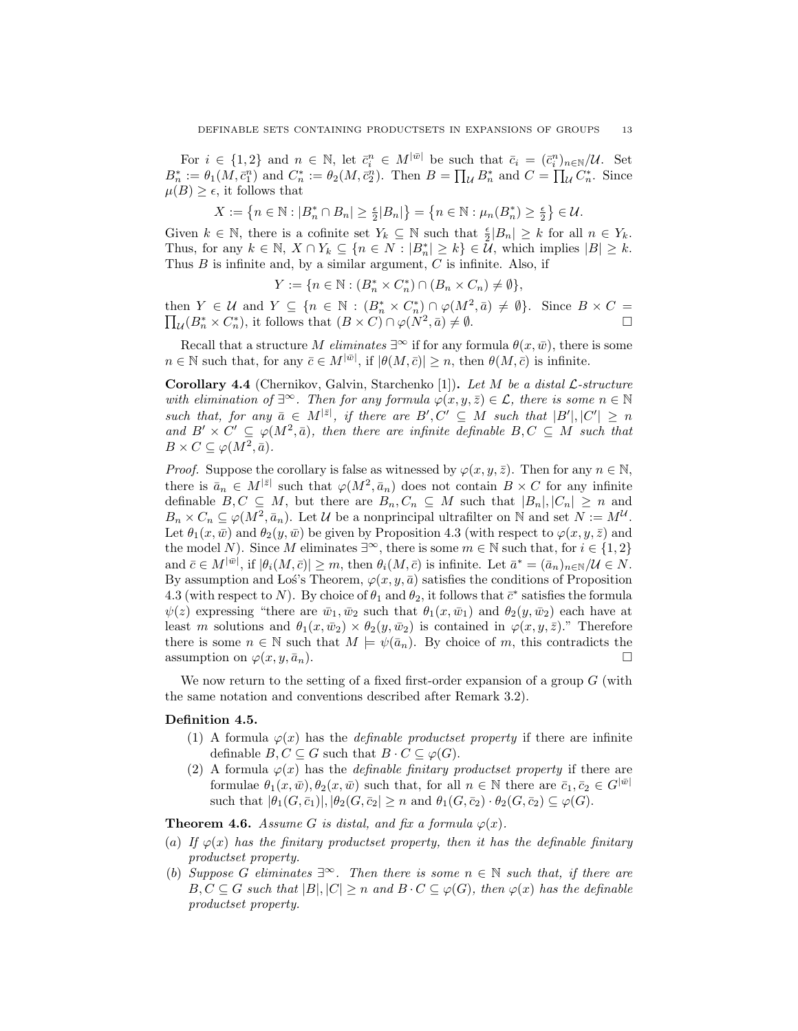For $i \in \{1,2\}$ and $n \in \mathbb{N}$, let $\bar{c}_i^n \in M^{|\bar{w}|}$ be such that $\bar{c}_i = (\bar{c}_i^n)_{n\in\mathbb{N}}/\mathcal{U}$. Set $B_n^* := \theta_1(M, \bar{c}_1^n)$ and $C_n^* := \theta_2(M, \bar{c}_2^n)$. Then $B = \prod_{\mathcal{U}} B_n^*$ and $C = \prod_{\mathcal{U}} C_n^*$. Since $\mu(B) \geq \epsilon$, it follows that

$$X := \left\{n \in \mathbb{N} : |B_n^* \cap B_n| \geq \tfrac{\epsilon}{2}|B_n|\right\} = \left\{n \in \mathbb{N} : \mu_n(B_n^*) \geq \tfrac{\epsilon}{2}\right\} \in \mathcal{U}.$$

Given $k \in \mathbb{N}$, there is a cofinite set $Y_k \subseteq \mathbb{N}$ such that $\frac{\epsilon}{2}|B_n| \geq k$ for all $n \in Y_k$. Thus, for any $k \in \mathbb{N}$, $X \cap Y_k \subseteq \{n \in N : |B_n^*| \geq k\} \in \mathcal{U}$, which implies $|B| \geq k$. Thus $B$ is infinite and, by a similar argument, $C$ is infinite. Also, if

$$Y := \{n \in \mathbb{N} : (B_n^* \times C_n^*) \cap (B_n \times C_n) \neq \emptyset\},$$

then $Y \in \mathcal{U}$ and $Y \subseteq \{n \in \mathbb{N} : (B_n^* \times C_n^*) \cap \varphi(M^2, \bar{a}) \neq \emptyset\}$. Since $B \times C = \prod_{\mathcal{U}}(B_n^* \times C_n^*)$, it follows that $(B \times C) \cap \varphi(N^2, \bar{a}) \neq \emptyset$. $\square$

Recall that a structure $M$ *eliminates* $\exists^\infty$ if for any formula $\theta(x, \bar{w})$, there is some $n \in \mathbb{N}$ such that, for any $\bar{c} \in M^{|\bar{w}|}$, if $|\theta(M, \bar{c})| \geq n$, then $\theta(M, \bar{c})$ is infinite.

**Corollary 4.4** (Chernikov, Galvin, Starchenko [1])**.** *Let $M$ be a distal $\mathcal{L}$-structure with elimination of $\exists^\infty$. Then for any formula $\varphi(x, y, \bar{z}) \in \mathcal{L}$, there is some $n \in \mathbb{N}$ such that, for any $\bar{a} \in M^{|\bar{z}|}$, if there are $B', C' \subseteq M$ such that $|B'|, |C'| \geq n$ and $B' \times C' \subseteq \varphi(M^2, \bar{a})$, then there are infinite definable $B, C \subseteq M$ such that $B \times C \subseteq \varphi(M^2, \bar{a})$.*

*Proof.* Suppose the corollary is false as witnessed by $\varphi(x, y, \bar{z})$. Then for any $n \in \mathbb{N}$, there is $\bar{a}_n \in M^{|\bar{z}|}$ such that $\varphi(M^2, \bar{a}_n)$ does not contain $B \times C$ for any infinite definable $B, C \subseteq M$, but there are $B_n, C_n \subseteq M$ such that $|B_n|, |C_n| \geq n$ and $B_n \times C_n \subseteq \varphi(M^2, \bar{a}_n)$. Let $\mathcal{U}$ be a nonprincipal ultrafilter on $\mathbb{N}$ and set $N := M^{\mathcal{U}}$. Let $\theta_1(x, \bar{w})$ and $\theta_2(y, \bar{w})$ be given by Proposition 4.3 (with respect to $\varphi(x, y, \bar{z})$ and the model $N$). Since $M$ eliminates $\exists^\infty$, there is some $m \in \mathbb{N}$ such that, for $i \in \{1,2\}$ and $\bar{c} \in M^{|\bar{w}|}$, if $|\theta_i(M, \bar{c})| \geq m$, then $\theta_i(M, \bar{c})$ is infinite. Let $\bar{a}^* = (\bar{a}_n)_{n\in\mathbb{N}}/\mathcal{U} \in N$. By assumption and Łoś's Theorem, $\varphi(x, y, \bar{a})$ satisfies the conditions of Proposition 4.3 (with respect to $N$). By choice of $\theta_1$ and $\theta_2$, it follows that $\bar{c}^*$ satisfies the formula $\psi(z)$ expressing "there are $\bar{w}_1, \bar{w}_2$ such that $\theta_1(x, \bar{w}_1)$ and $\theta_2(y, \bar{w}_2)$ each have at least $m$ solutions and $\theta_1(x, \bar{w}_2) \times \theta_2(y, \bar{w}_2)$ is contained in $\varphi(x, y, \bar{z})$." Therefore there is some $n \in \mathbb{N}$ such that $M \models \psi(\bar{a}_n)$. By choice of $m$, this contradicts the assumption on $\varphi(x, y, \bar{a}_n)$. $\square$

We now return to the setting of a fixed first-order expansion of a group $G$ (with the same notation and conventions described after Remark 3.2).

**Definition 4.5.**

1. A formula $\varphi(x)$ has the *definable productset property* if there are infinite definable $B, C \subseteq G$ such that $B \cdot C \subseteq \varphi(G)$.
2. A formula $\varphi(x)$ has the *definable finitary productset property* if there are formulae $\theta_1(x, \bar{w}), \theta_2(x, \bar{w})$ such that, for all $n \in \mathbb{N}$ there are $\bar{c}_1, \bar{c}_2 \in G^{|\bar{w}|}$ such that $|\theta_1(G, \bar{c}_1)|, |\theta_2(G, \bar{c}_2| \geq n$ and $\theta_1(G, \bar{c}_2) \cdot \theta_2(G, \bar{c}_2) \subseteq \varphi(G)$.

**Theorem 4.6.** *Assume $G$ is distal, and fix a formula $\varphi(x)$.*

*(a) If $\varphi(x)$ has the finitary productset property, then it has the definable finitary productset property.*

*(b) Suppose $G$ eliminates $\exists^\infty$. Then there is some $n \in \mathbb{N}$ such that, if there are $B, C \subseteq G$ such that $|B|, |C| \geq n$ and $B \cdot C \subseteq \varphi(G)$, then $\varphi(x)$ has the definable productset property.*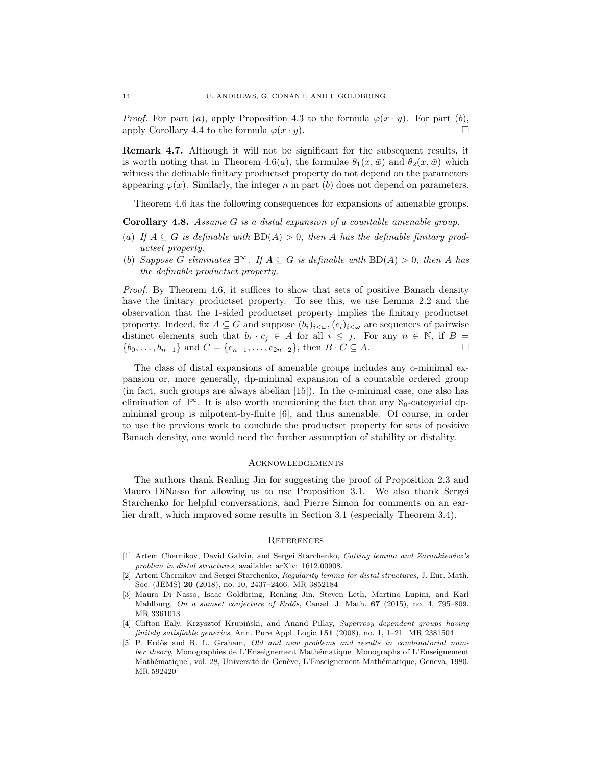*Proof.* For part $(a)$, apply Proposition 4.3 to the formula $\varphi(x \cdot y)$. For part $(b)$, apply Corollary 4.4 to the formula $\varphi(x \cdot y)$. □

**Remark 4.7.** Although it will not be significant for the subsequent results, it is worth noting that in Theorem 4.6$(a)$, the formulae $\theta_1(x, \bar{w})$ and $\theta_2(x, \bar{w})$ which witness the definable finitary productset property do not depend on the parameters appearing $\varphi(x)$. Similarly, the integer $n$ in part $(b)$ does not depend on parameters.

Theorem 4.6 has the following consequences for expansions of amenable groups.

**Corollary 4.8.** *Assume $G$ is a distal expansion of a countable amenable group.*

(a) *If $A \subseteq G$ is definable with $\mathrm{BD}(A) > 0$, then $A$ has the definable finitary productset property.*
(b) *Suppose $G$ eliminates $\exists^\infty$. If $A \subseteq G$ is definable with $\mathrm{BD}(A) > 0$, then $A$ has the definable productset property.*

*Proof.* By Theorem 4.6, it suffices to show that sets of positive Banach density have the finitary productset property. To see this, we use Lemma 2.2 and the observation that the 1-sided productset property implies the finitary productset property. Indeed, fix $A \subseteq G$ and suppose $(b_i)_{i<\omega}, (c_i)_{i<\omega}$ are sequences of pairwise distinct elements such that $b_i \cdot c_j \in A$ for all $i \leq j$. For any $n \in \mathbb{N}$, if $B = \{b_0, \ldots, b_{n-1}\}$ and $C = \{c_{n-1}, \ldots, c_{2n-2}\}$, then $B \cdot C \subseteq A$. □

The class of distal expansions of amenable groups includes any o-minimal expansion or, more generally, dp-minimal expansion of a countable ordered group (in fact, such groups are always abelian [15]). In the o-minimal case, one also has elimination of $\exists^\infty$. It is also worth mentioning the fact that any $\aleph_0$-categorial dp-minimal group is nilpotent-by-finite [6], and thus amenable. Of course, in order to use the previous work to conclude the productset property for sets of positive Banach density, one would need the further assumption of stability or distality.

## Acknowledgements

The authors thank Renling Jin for suggesting the proof of Proposition 2.3 and Mauro DiNasso for allowing us to use Proposition 3.1. We also thank Sergei Starchenko for helpful conversations, and Pierre Simon for comments on an earlier draft, which improved some results in Section 3.1 (especially Theorem 3.4).

## References

[1] Artem Chernikov, David Galvin, and Sergei Starchenko, *Cutting lemma and Zarankiewicz's problem in distal structures*, available: arXiv: 1612.00908.

[2] Artem Chernikov and Sergei Starchenko, *Regularity lemma for distal structures*, J. Eur. Math. Soc. (JEMS) **20** (2018), no. 10, 2437–2466. MR 3852184

[3] Mauro Di Nasso, Isaac Goldbring, Renling Jin, Steven Leth, Martino Lupini, and Karl Mahlburg, *On a sumset conjecture of Erdős*, Canad. J. Math. **67** (2015), no. 4, 795–809. MR 3361013

[4] Clifton Ealy, Krzysztof Krupiński, and Anand Pillay, *Superrosy dependent groups having finitely satisfiable generics*, Ann. Pure Appl. Logic **151** (2008), no. 1, 1–21. MR 2381504

[5] P. Erdős and R. L. Graham, *Old and new problems and results in combinatorial number theory*, Monographies de L'Enseignement Mathématique [Monographs of L'Enseignement Mathématique], vol. 28, Université de Genève, L'Enseignement Mathématique, Geneva, 1980. MR 592420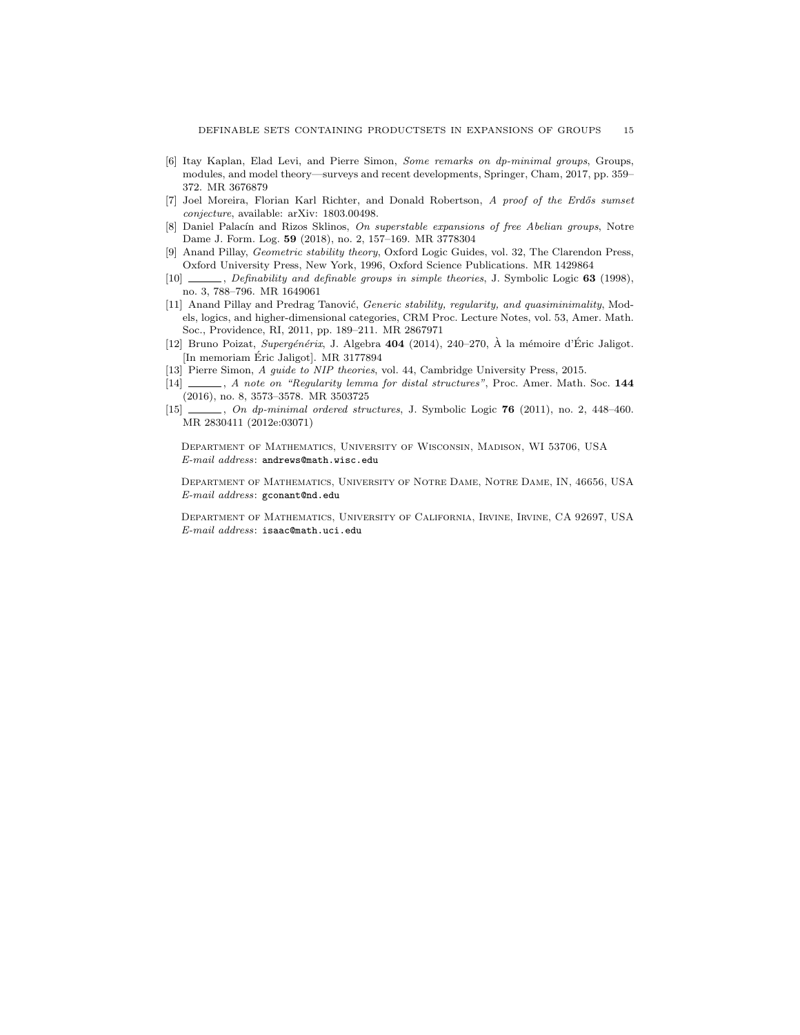[6] Itay Kaplan, Elad Levi, and Pierre Simon, *Some remarks on dp-minimal groups*, Groups, modules, and model theory—surveys and recent developments, Springer, Cham, 2017, pp. 359–372. MR 3676879

[7] Joel Moreira, Florian Karl Richter, and Donald Robertson, *A proof of the Erdős sumset conjecture*, available: arXiv: 1803.00498.

[8] Daniel Palacín and Rizos Sklinos, *On superstable expansions of free Abelian groups*, Notre Dame J. Form. Log. **59** (2018), no. 2, 157–169. MR 3778304

[9] Anand Pillay, *Geometric stability theory*, Oxford Logic Guides, vol. 32, The Clarendon Press, Oxford University Press, New York, 1996, Oxford Science Publications. MR 1429864

[10] ______, *Definability and definable groups in simple theories*, J. Symbolic Logic **63** (1998), no. 3, 788–796. MR 1649061

[11] Anand Pillay and Predrag Tanović, *Generic stability, regularity, and quasiminimality*, Models, logics, and higher-dimensional categories, CRM Proc. Lecture Notes, vol. 53, Amer. Math. Soc., Providence, RI, 2011, pp. 189–211. MR 2867971

[12] Bruno Poizat, *Supergénérix*, J. Algebra **404** (2014), 240–270, À la mémoire d'Éric Jaligot. [In memoriam Éric Jaligot]. MR 3177894

[13] Pierre Simon, *A guide to NIP theories*, vol. 44, Cambridge University Press, 2015.

[14] ______, *A note on "Regularity lemma for distal structures"*, Proc. Amer. Math. Soc. **144** (2016), no. 8, 3573–3578. MR 3503725

[15] ______, *On dp-minimal ordered structures*, J. Symbolic Logic **76** (2011), no. 2, 448–460. MR 2830411 (2012e:03071)

Department of Mathematics, University of Wisconsin, Madison, WI 53706, USA
*E-mail address*: andrews@math.wisc.edu

Department of Mathematics, University of Notre Dame, Notre Dame, IN, 46656, USA
*E-mail address*: gconant@nd.edu

Department of Mathematics, University of California, Irvine, Irvine, CA 92697, USA
*E-mail address*: isaac@math.uci.edu